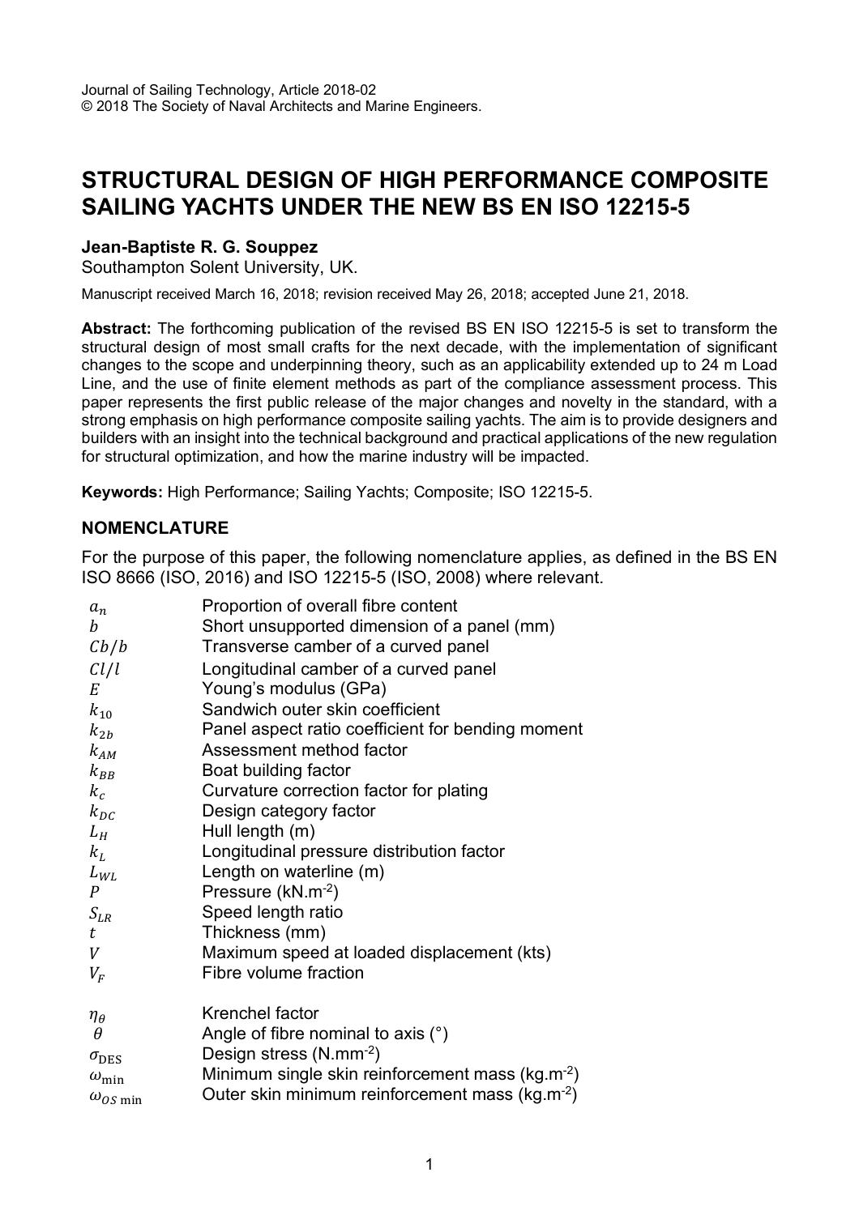Journal of Sailing Technology, Article 2018-02
© 2018 The Society of Naval Architects and Marine Engineers.

# STRUCTURAL DESIGN OF HIGH PERFORMANCE COMPOSITE SAILING YACHTS UNDER THE NEW BS EN ISO 12215-5

**Jean-Baptiste R. G. Souppez**
Southampton Solent University, UK.

Manuscript received March 16, 2018; revision received May 26, 2018; accepted June 21, 2018.

**Abstract:** The forthcoming publication of the revised BS EN ISO 12215-5 is set to transform the structural design of most small crafts for the next decade, with the implementation of significant changes to the scope and underpinning theory, such as an applicability extended up to 24 m Load Line, and the use of finite element methods as part of the compliance assessment process. This paper represents the first public release of the major changes and novelty in the standard, with a strong emphasis on high performance composite sailing yachts. The aim is to provide designers and builders with an insight into the technical background and practical applications of the new regulation for structural optimization, and how the marine industry will be impacted.

**Keywords:** High Performance; Sailing Yachts; Composite; ISO 12215-5.

## NOMENCLATURE

For the purpose of this paper, the following nomenclature applies, as defined in the BS EN ISO 8666 (ISO, 2016) and ISO 12215-5 (ISO, 2008) where relevant.

| | |
|---|---|
| $a_n$ | Proportion of overall fibre content |
| $b$ | Short unsupported dimension of a panel (mm) |
| $Cb/b$ | Transverse camber of a curved panel |
| $Cl/l$ | Longitudinal camber of a curved panel |
| $E$ | Young's modulus (GPa) |
| $k_{10}$ | Sandwich outer skin coefficient |
| $k_{2b}$ | Panel aspect ratio coefficient for bending moment |
| $k_{AM}$ | Assessment method factor |
| $k_{BB}$ | Boat building factor |
| $k_c$ | Curvature correction factor for plating |
| $k_{DC}$ | Design category factor |
| $L_H$ | Hull length (m) |
| $k_L$ | Longitudinal pressure distribution factor |
| $L_{WL}$ | Length on waterline (m) |
| $P$ | Pressure (kN.m$^{-2}$) |
| $S_{LR}$ | Speed length ratio |
| $t$ | Thickness (mm) |
| $V$ | Maximum speed at loaded displacement (kts) |
| $V_F$ | Fibre volume fraction |
| $\eta_\theta$ | Krenchel factor |
| $\theta$ | Angle of fibre nominal to axis (°) |
| $\sigma_{DES}$ | Design stress (N.mm$^{-2}$) |
| $\omega_{\min}$ | Minimum single skin reinforcement mass (kg.m$^{-2}$) |
| $\omega_{OS\min}$ | Outer skin minimum reinforcement mass (kg.m$^{-2}$) |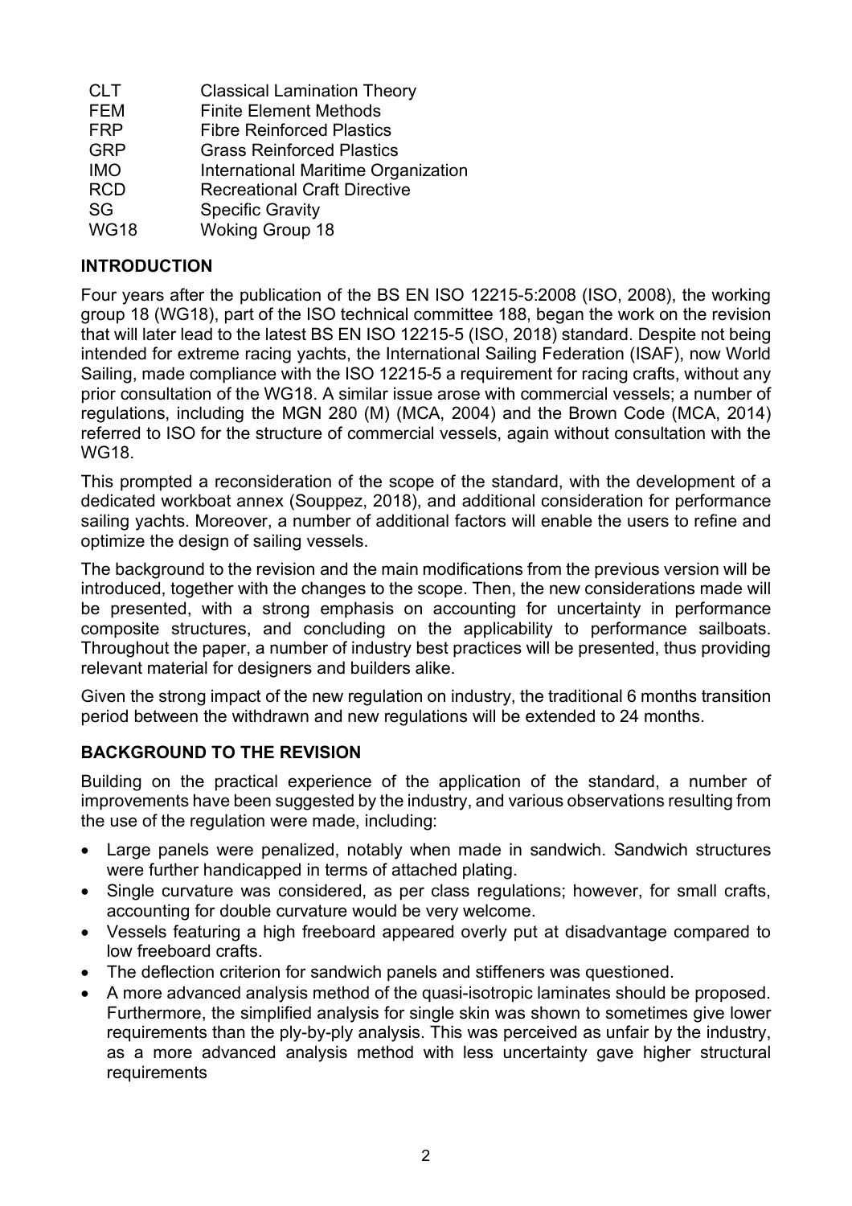| | |
|---|---|
| CLT | Classical Lamination Theory |
| FEM | Finite Element Methods |
| FRP | Fibre Reinforced Plastics |
| GRP | Grass Reinforced Plastics |
| IMO | International Maritime Organization |
| RCD | Recreational Craft Directive |
| SG | Specific Gravity |
| WG18 | Woking Group 18 |

## INTRODUCTION

Four years after the publication of the BS EN ISO 12215-5:2008 (ISO, 2008), the working group 18 (WG18), part of the ISO technical committee 188, began the work on the revision that will later lead to the latest BS EN ISO 12215-5 (ISO, 2018) standard. Despite not being intended for extreme racing yachts, the International Sailing Federation (ISAF), now World Sailing, made compliance with the ISO 12215-5 a requirement for racing crafts, without any prior consultation of the WG18. A similar issue arose with commercial vessels; a number of regulations, including the MGN 280 (M) (MCA, 2004) and the Brown Code (MCA, 2014) referred to ISO for the structure of commercial vessels, again without consultation with the WG18.

This prompted a reconsideration of the scope of the standard, with the development of a dedicated workboat annex (Souppez, 2018), and additional consideration for performance sailing yachts. Moreover, a number of additional factors will enable the users to refine and optimize the design of sailing vessels.

The background to the revision and the main modifications from the previous version will be introduced, together with the changes to the scope. Then, the new considerations made will be presented, with a strong emphasis on accounting for uncertainty in performance composite structures, and concluding on the applicability to performance sailboats. Throughout the paper, a number of industry best practices will be presented, thus providing relevant material for designers and builders alike.

Given the strong impact of the new regulation on industry, the traditional 6 months transition period between the withdrawn and new regulations will be extended to 24 months.

## BACKGROUND TO THE REVISION

Building on the practical experience of the application of the standard, a number of improvements have been suggested by the industry, and various observations resulting from the use of the regulation were made, including:

- Large panels were penalized, notably when made in sandwich. Sandwich structures were further handicapped in terms of attached plating.
- Single curvature was considered, as per class regulations; however, for small crafts, accounting for double curvature would be very welcome.
- Vessels featuring a high freeboard appeared overly put at disadvantage compared to low freeboard crafts.
- The deflection criterion for sandwich panels and stiffeners was questioned.
- A more advanced analysis method of the quasi-isotropic laminates should be proposed. Furthermore, the simplified analysis for single skin was shown to sometimes give lower requirements than the ply-by-ply analysis. This was perceived as unfair by the industry, as a more advanced analysis method with less uncertainty gave higher structural requirements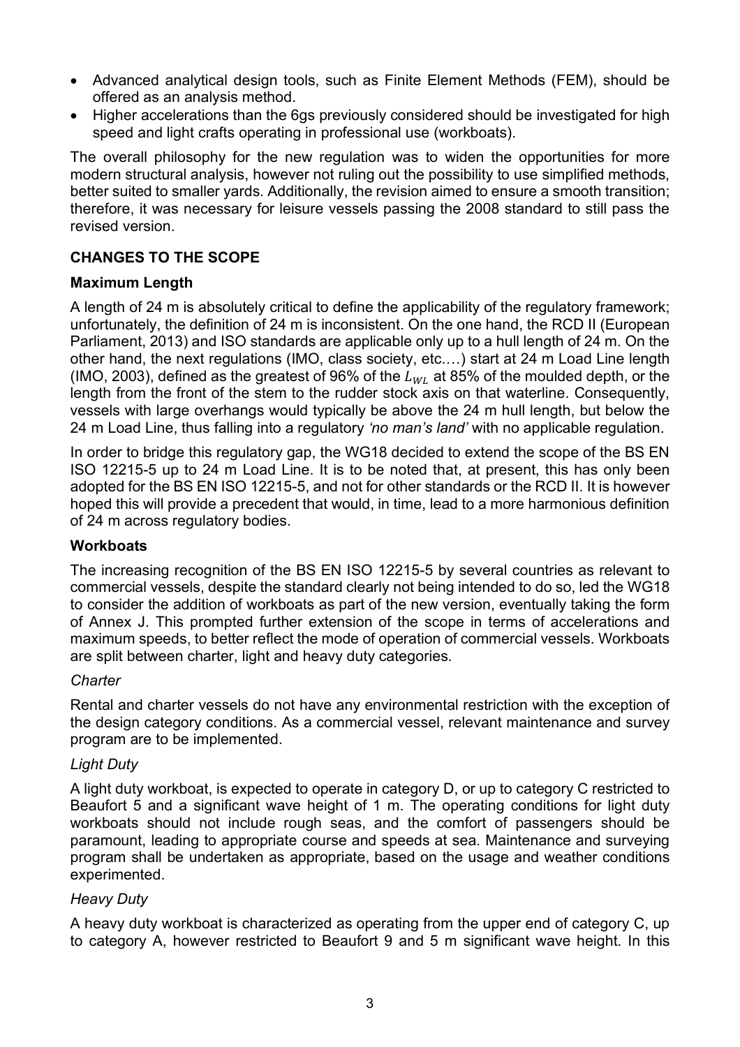- Advanced analytical design tools, such as Finite Element Methods (FEM), should be offered as an analysis method.
- Higher accelerations than the 6gs previously considered should be investigated for high speed and light crafts operating in professional use (workboats).

The overall philosophy for the new regulation was to widen the opportunities for more modern structural analysis, however not ruling out the possibility to use simplified methods, better suited to smaller yards. Additionally, the revision aimed to ensure a smooth transition; therefore, it was necessary for leisure vessels passing the 2008 standard to still pass the revised version.

## CHANGES TO THE SCOPE

### Maximum Length

A length of 24 m is absolutely critical to define the applicability of the regulatory framework; unfortunately, the definition of 24 m is inconsistent. On the one hand, the RCD II (European Parliament, 2013) and ISO standards are applicable only up to a hull length of 24 m. On the other hand, the next regulations (IMO, class society, etc.…) start at 24 m Load Line length (IMO, 2003), defined as the greatest of 96% of the $L_{WL}$ at 85% of the moulded depth, or the length from the front of the stem to the rudder stock axis on that waterline. Consequently, vessels with large overhangs would typically be above the 24 m hull length, but below the 24 m Load Line, thus falling into a regulatory *'no man's land'* with no applicable regulation.

In order to bridge this regulatory gap, the WG18 decided to extend the scope of the BS EN ISO 12215-5 up to 24 m Load Line. It is to be noted that, at present, this has only been adopted for the BS EN ISO 12215-5, and not for other standards or the RCD II. It is however hoped this will provide a precedent that would, in time, lead to a more harmonious definition of 24 m across regulatory bodies.

### Workboats

The increasing recognition of the BS EN ISO 12215-5 by several countries as relevant to commercial vessels, despite the standard clearly not being intended to do so, led the WG18 to consider the addition of workboats as part of the new version, eventually taking the form of Annex J. This prompted further extension of the scope in terms of accelerations and maximum speeds, to better reflect the mode of operation of commercial vessels. Workboats are split between charter, light and heavy duty categories.

*Charter*

Rental and charter vessels do not have any environmental restriction with the exception of the design category conditions. As a commercial vessel, relevant maintenance and survey program are to be implemented.

*Light Duty*

A light duty workboat, is expected to operate in category D, or up to category C restricted to Beaufort 5 and a significant wave height of 1 m. The operating conditions for light duty workboats should not include rough seas, and the comfort of passengers should be paramount, leading to appropriate course and speeds at sea. Maintenance and surveying program shall be undertaken as appropriate, based on the usage and weather conditions experimented.

*Heavy Duty*

A heavy duty workboat is characterized as operating from the upper end of category C, up to category A, however restricted to Beaufort 9 and 5 m significant wave height. In this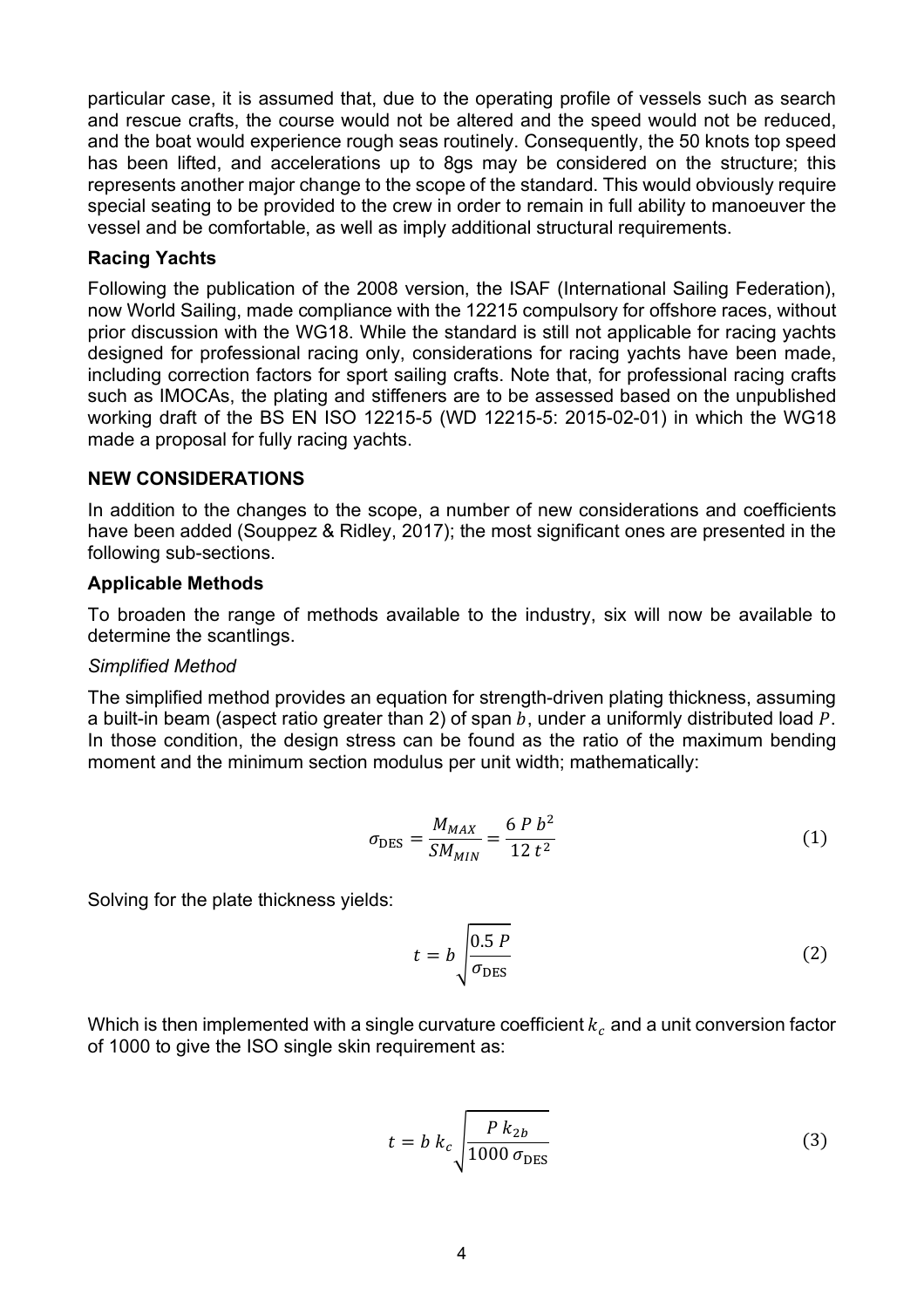particular case, it is assumed that, due to the operating profile of vessels such as search and rescue crafts, the course would not be altered and the speed would not be reduced, and the boat would experience rough seas routinely. Consequently, the 50 knots top speed has been lifted, and accelerations up to 8gs may be considered on the structure; this represents another major change to the scope of the standard. This would obviously require special seating to be provided to the crew in order to remain in full ability to manoeuver the vessel and be comfortable, as well as imply additional structural requirements.

**Racing Yachts**

Following the publication of the 2008 version, the ISAF (International Sailing Federation), now World Sailing, made compliance with the 12215 compulsory for offshore races, without prior discussion with the WG18. While the standard is still not applicable for racing yachts designed for professional racing only, considerations for racing yachts have been made, including correction factors for sport sailing crafts. Note that, for professional racing crafts such as IMOCAs, the plating and stiffeners are to be assessed based on the unpublished working draft of the BS EN ISO 12215-5 (WD 12215-5: 2015-02-01) in which the WG18 made a proposal for fully racing yachts.

## NEW CONSIDERATIONS

In addition to the changes to the scope, a number of new considerations and coefficients have been added (Souppez & Ridley, 2017); the most significant ones are presented in the following sub-sections.

**Applicable Methods**

To broaden the range of methods available to the industry, six will now be available to determine the scantlings.

*Simplified Method*

The simplified method provides an equation for strength-driven plating thickness, assuming a built-in beam (aspect ratio greater than 2) of span $b$, under a uniformly distributed load $P$. In those condition, the design stress can be found as the ratio of the maximum bending moment and the minimum section modulus per unit width; mathematically:

$$\sigma_{\text{DES}} = \frac{M_{MAX}}{SM_{MIN}} = \frac{6\ P\ b^2}{12\ t^2} \tag{1}$$

Solving for the plate thickness yields:

$$t = b\ \sqrt{\frac{0.5\ P}{\sigma_{\text{DES}}}} \tag{2}$$

Which is then implemented with a single curvature coefficient $k_c$ and a unit conversion factor of 1000 to give the ISO single skin requirement as:

$$t = b\ k_c\ \sqrt{\frac{P\ k_{2b}}{1000\ \sigma_{\text{DES}}}} \tag{3}$$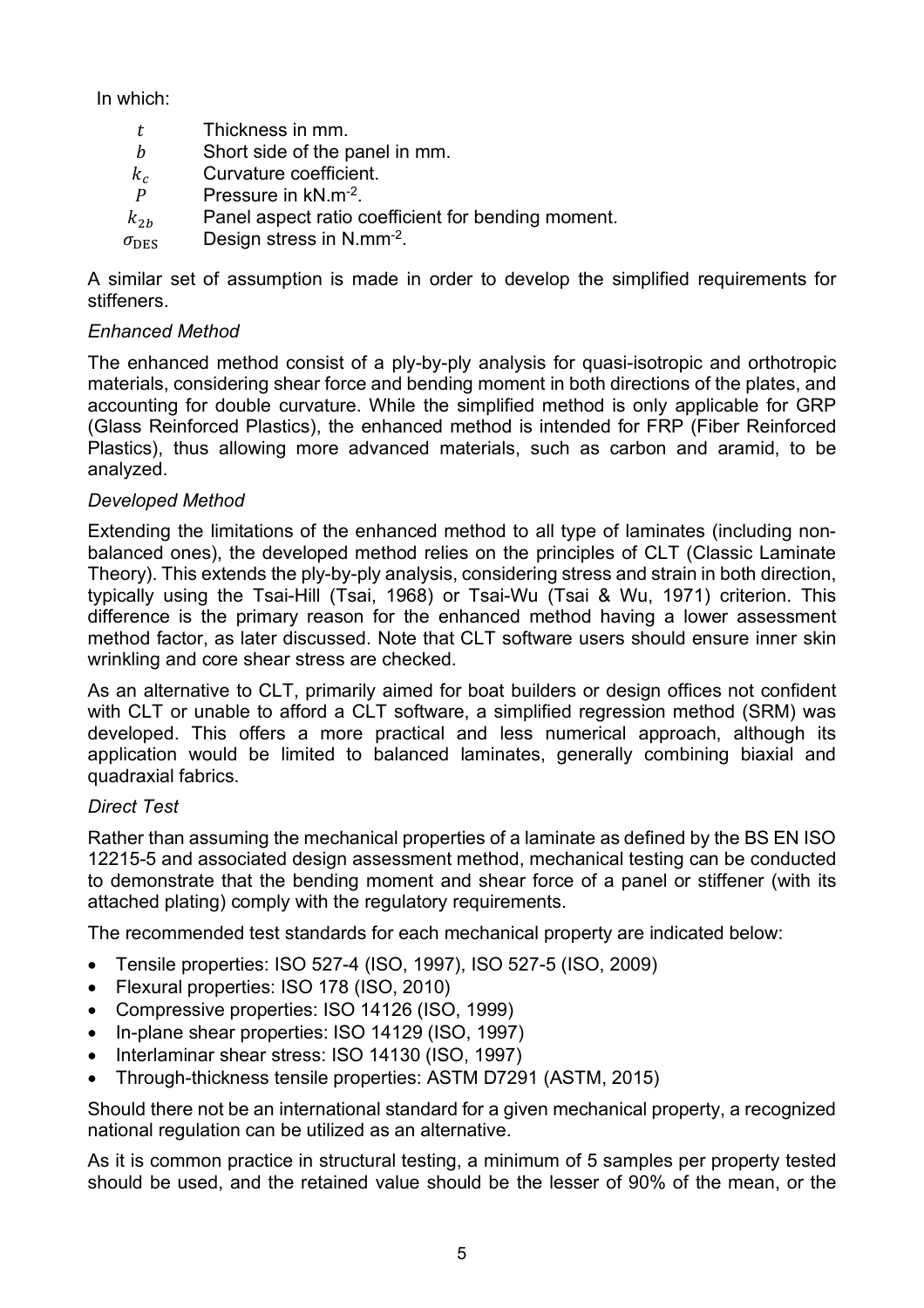In which:

| | |
|---|---|
| $t$ | Thickness in mm. |
| $b$ | Short side of the panel in mm. |
| $k_c$ | Curvature coefficient. |
| $P$ | Pressure in kN.m$^{-2}$. |
| $k_{2b}$ | Panel aspect ratio coefficient for bending moment. |
| $\sigma_{\text{DES}}$ | Design stress in N.mm$^{-2}$. |

A similar set of assumption is made in order to develop the simplified requirements for stiffeners.

*Enhanced Method*

The enhanced method consist of a ply-by-ply analysis for quasi-isotropic and orthotropic materials, considering shear force and bending moment in both directions of the plates, and accounting for double curvature. While the simplified method is only applicable for GRP (Glass Reinforced Plastics), the enhanced method is intended for FRP (Fiber Reinforced Plastics), thus allowing more advanced materials, such as carbon and aramid, to be analyzed.

*Developed Method*

Extending the limitations of the enhanced method to all type of laminates (including non-balanced ones), the developed method relies on the principles of CLT (Classic Laminate Theory). This extends the ply-by-ply analysis, considering stress and strain in both direction, typically using the Tsai-Hill (Tsai, 1968) or Tsai-Wu (Tsai & Wu, 1971) criterion. This difference is the primary reason for the enhanced method having a lower assessment method factor, as later discussed. Note that CLT software users should ensure inner skin wrinkling and core shear stress are checked.

As an alternative to CLT, primarily aimed for boat builders or design offices not confident with CLT or unable to afford a CLT software, a simplified regression method (SRM) was developed. This offers a more practical and less numerical approach, although its application would be limited to balanced laminates, generally combining biaxial and quadraxial fabrics.

*Direct Test*

Rather than assuming the mechanical properties of a laminate as defined by the BS EN ISO 12215-5 and associated design assessment method, mechanical testing can be conducted to demonstrate that the bending moment and shear force of a panel or stiffener (with its attached plating) comply with the regulatory requirements.

The recommended test standards for each mechanical property are indicated below:

- Tensile properties: ISO 527-4 (ISO, 1997), ISO 527-5 (ISO, 2009)
- Flexural properties: ISO 178 (ISO, 2010)
- Compressive properties: ISO 14126 (ISO, 1999)
- In-plane shear properties: ISO 14129 (ISO, 1997)
- Interlaminar shear stress: ISO 14130 (ISO, 1997)
- Through-thickness tensile properties: ASTM D7291 (ASTM, 2015)

Should there not be an international standard for a given mechanical property, a recognized national regulation can be utilized as an alternative.

As it is common practice in structural testing, a minimum of 5 samples per property tested should be used, and the retained value should be the lesser of 90% of the mean, or the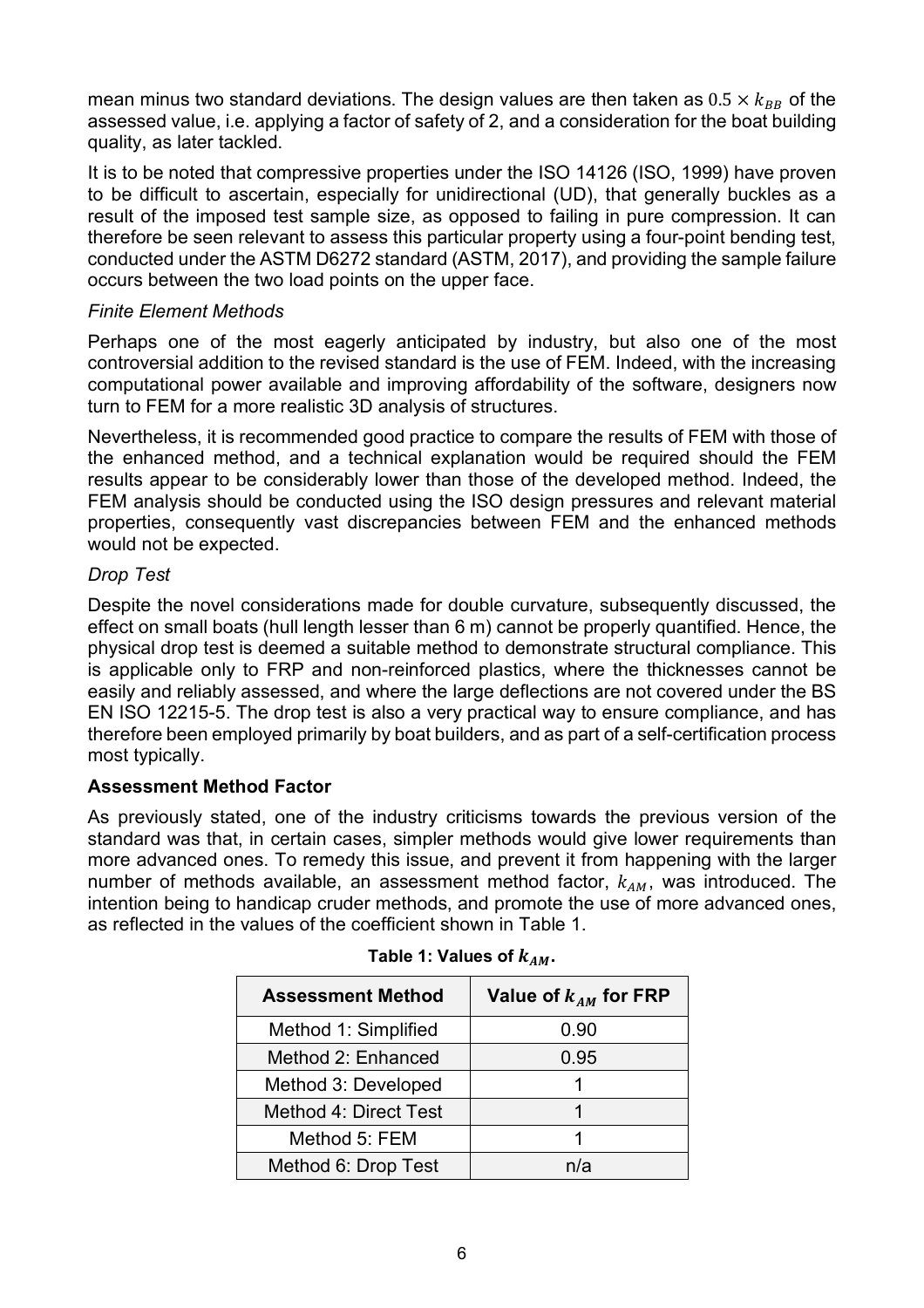mean minus two standard deviations. The design values are then taken as $0.5 \times k_{BB}$ of the assessed value, i.e. applying a factor of safety of 2, and a consideration for the boat building quality, as later tackled.

It is to be noted that compressive properties under the ISO 14126 (ISO, 1999) have proven to be difficult to ascertain, especially for unidirectional (UD), that generally buckles as a result of the imposed test sample size, as opposed to failing in pure compression. It can therefore be seen relevant to assess this particular property using a four-point bending test, conducted under the ASTM D6272 standard (ASTM, 2017), and providing the sample failure occurs between the two load points on the upper face.

*Finite Element Methods*

Perhaps one of the most eagerly anticipated by industry, but also one of the most controversial addition to the revised standard is the use of FEM. Indeed, with the increasing computational power available and improving affordability of the software, designers now turn to FEM for a more realistic 3D analysis of structures.

Nevertheless, it is recommended good practice to compare the results of FEM with those of the enhanced method, and a technical explanation would be required should the FEM results appear to be considerably lower than those of the developed method. Indeed, the FEM analysis should be conducted using the ISO design pressures and relevant material properties, consequently vast discrepancies between FEM and the enhanced methods would not be expected.

*Drop Test*

Despite the novel considerations made for double curvature, subsequently discussed, the effect on small boats (hull length lesser than 6 m) cannot be properly quantified. Hence, the physical drop test is deemed a suitable method to demonstrate structural compliance. This is applicable only to FRP and non-reinforced plastics, where the thicknesses cannot be easily and reliably assessed, and where the large deflections are not covered under the BS EN ISO 12215-5. The drop test is also a very practical way to ensure compliance, and has therefore been employed primarily by boat builders, and as part of a self-certification process most typically.

**Assessment Method Factor**

As previously stated, one of the industry criticisms towards the previous version of the standard was that, in certain cases, simpler methods would give lower requirements than more advanced ones. To remedy this issue, and prevent it from happening with the larger number of methods available, an assessment method factor, $k_{AM}$, was introduced. The intention being to handicap cruder methods, and promote the use of more advanced ones, as reflected in the values of the coefficient shown in Table 1.

**Table 1: Values of $k_{AM}$.**

| Assessment Method | Value of $k_{AM}$ for FRP |
|---|---|
| Method 1: Simplified | 0.90 |
| Method 2: Enhanced | 0.95 |
| Method 3: Developed | 1 |
| Method 4: Direct Test | 1 |
| Method 5: FEM | 1 |
| Method 6: Drop Test | n/a |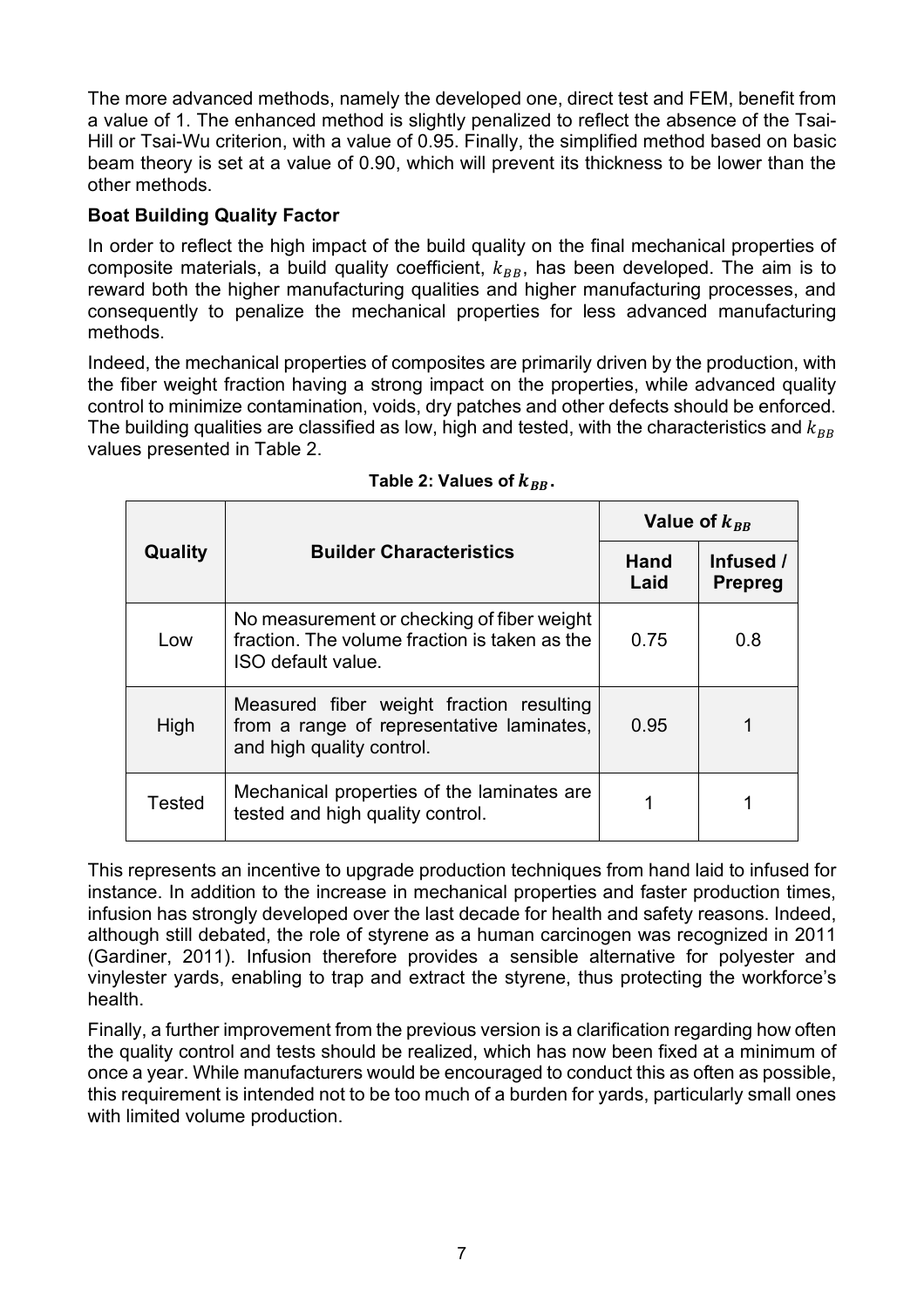The more advanced methods, namely the developed one, direct test and FEM, benefit from a value of 1. The enhanced method is slightly penalized to reflect the absence of the Tsai-Hill or Tsai-Wu criterion, with a value of 0.95. Finally, the simplified method based on basic beam theory is set at a value of 0.90, which will prevent its thickness to be lower than the other methods.

**Boat Building Quality Factor**

In order to reflect the high impact of the build quality on the final mechanical properties of composite materials, a build quality coefficient, $k_{BB}$, has been developed. The aim is to reward both the higher manufacturing qualities and higher manufacturing processes, and consequently to penalize the mechanical properties for less advanced manufacturing methods.

Indeed, the mechanical properties of composites are primarily driven by the production, with the fiber weight fraction having a strong impact on the properties, while advanced quality control to minimize contamination, voids, dry patches and other defects should be enforced. The building qualities are classified as low, high and tested, with the characteristics and $k_{BB}$ values presented in Table 2.

**Table 2: Values of $k_{BB}$.**

| Quality | Builder Characteristics | Value of $k_{BB}$ | |
|---|---|---|---|
| | | Hand Laid | Infused / Prepreg |
| Low | No measurement or checking of fiber weight fraction. The volume fraction is taken as the ISO default value. | 0.75 | 0.8 |
| High | Measured fiber weight fraction resulting from a range of representative laminates, and high quality control. | 0.95 | 1 |
| Tested | Mechanical properties of the laminates are tested and high quality control. | 1 | 1 |

This represents an incentive to upgrade production techniques from hand laid to infused for instance. In addition to the increase in mechanical properties and faster production times, infusion has strongly developed over the last decade for health and safety reasons. Indeed, although still debated, the role of styrene as a human carcinogen was recognized in 2011 (Gardiner, 2011). Infusion therefore provides a sensible alternative for polyester and vinylester yards, enabling to trap and extract the styrene, thus protecting the workforce's health.

Finally, a further improvement from the previous version is a clarification regarding how often the quality control and tests should be realized, which has now been fixed at a minimum of once a year. While manufacturers would be encouraged to conduct this as often as possible, this requirement is intended not to be too much of a burden for yards, particularly small ones with limited volume production.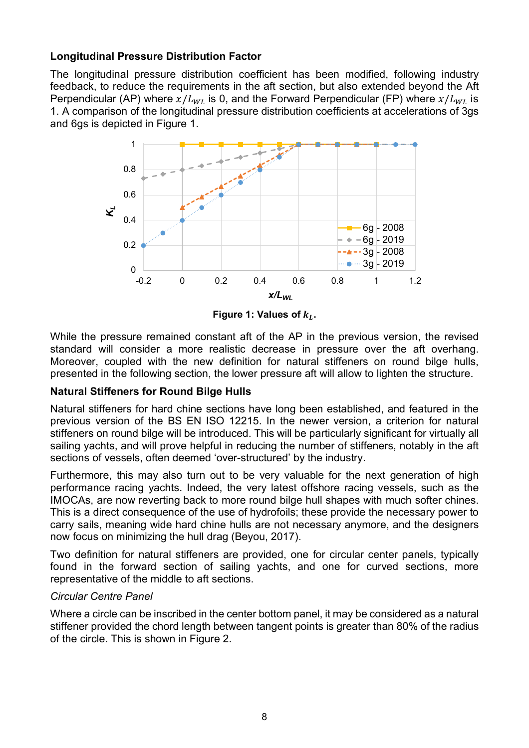**Longitudinal Pressure Distribution Factor**

The longitudinal pressure distribution coefficient has been modified, following industry feedback, to reduce the requirements in the aft section, but also extended beyond the Aft Perpendicular (AP) where $x/L_{WL}$ is 0, and the Forward Perpendicular (FP) where $x/L_{WL}$ is 1. A comparison of the longitudinal pressure distribution coefficients at accelerations of 3gs and 6gs is depicted in Figure 1.

**Figure 1: Values of $k_L$.**

While the pressure remained constant aft of the AP in the previous version, the revised standard will consider a more realistic decrease in pressure over the aft overhang. Moreover, coupled with the new definition for natural stiffeners on round bilge hulls, presented in the following section, the lower pressure aft will allow to lighten the structure.

**Natural Stiffeners for Round Bilge Hulls**

Natural stiffeners for hard chine sections have long been established, and featured in the previous version of the BS EN ISO 12215. In the newer version, a criterion for natural stiffeners on round bilge will be introduced. This will be particularly significant for virtually all sailing yachts, and will prove helpful in reducing the number of stiffeners, notably in the aft sections of vessels, often deemed 'over-structured' by the industry.

Furthermore, this may also turn out to be very valuable for the next generation of high performance racing yachts. Indeed, the very latest offshore racing vessels, such as the IMOCAs, are now reverting back to more round bilge hull shapes with much softer chines. This is a direct consequence of the use of hydrofoils; these provide the necessary power to carry sails, meaning wide hard chine hulls are not necessary anymore, and the designers now focus on minimizing the hull drag (Beyou, 2017).

Two definition for natural stiffeners are provided, one for circular center panels, typically found in the forward section of sailing yachts, and one for curved sections, more representative of the middle to aft sections.

*Circular Centre Panel*

Where a circle can be inscribed in the center bottom panel, it may be considered as a natural stiffener provided the chord length between tangent points is greater than 80% of the radius of the circle. This is shown in Figure 2.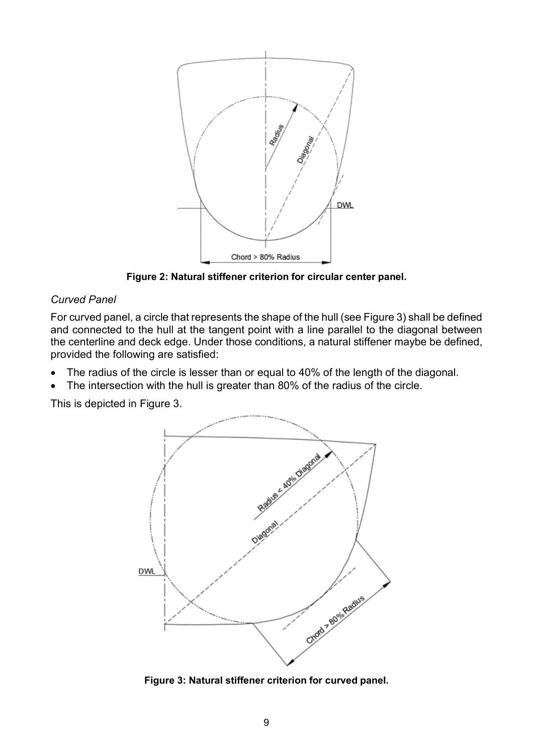**Figure 2: Natural stiffener criterion for circular center panel.**

*Curved Panel*

For curved panel, a circle that represents the shape of the hull (see Figure 3) shall be defined and connected to the hull at the tangent point with a line parallel to the diagonal between the centerline and deck edge. Under those conditions, a natural stiffener maybe be defined, provided the following are satisfied:

- The radius of the circle is lesser than or equal to 40% of the length of the diagonal.
- The intersection with the hull is greater than 80% of the radius of the circle.

This is depicted in Figure 3.

**Figure 3: Natural stiffener criterion for curved panel.**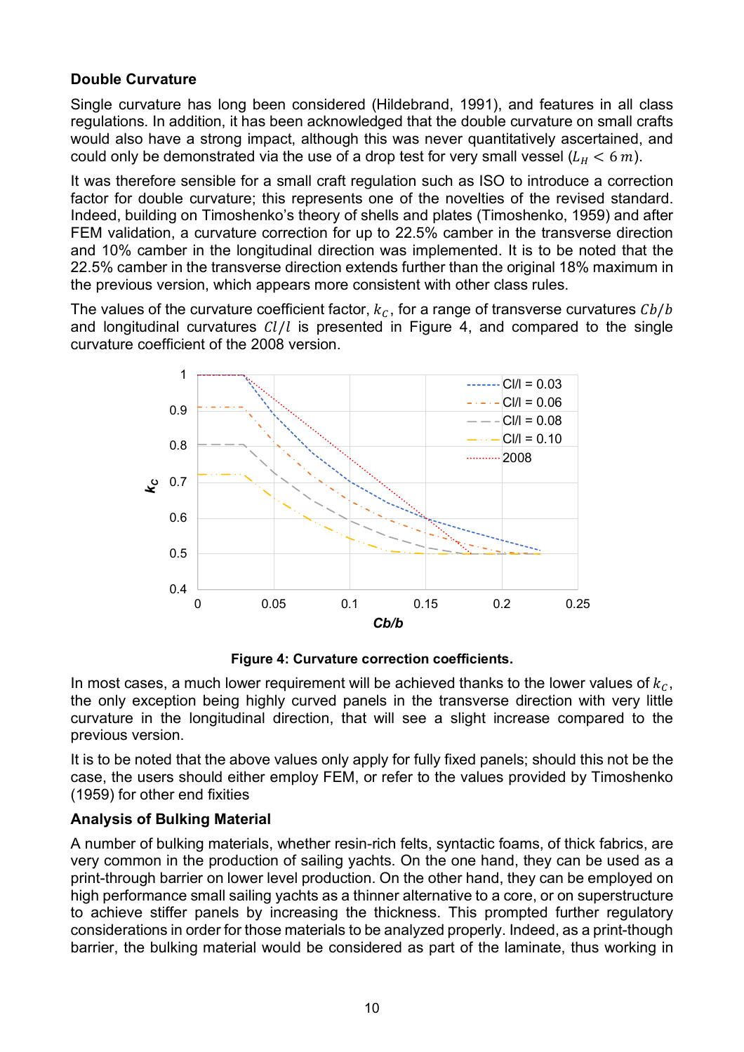**Double Curvature**

Single curvature has long been considered (Hildebrand, 1991), and features in all class regulations. In addition, it has been acknowledged that the double curvature on small crafts would also have a strong impact, although this was never quantitatively ascertained, and could only be demonstrated via the use of a drop test for very small vessel ($L_H < 6\,m$).

It was therefore sensible for a small craft regulation such as ISO to introduce a correction factor for double curvature; this represents one of the novelties of the revised standard. Indeed, building on Timoshenko's theory of shells and plates (Timoshenko, 1959) and after FEM validation, a curvature correction for up to 22.5% camber in the transverse direction and 10% camber in the longitudinal direction was implemented. It is to be noted that the 22.5% camber in the transverse direction extends further than the original 18% maximum in the previous version, which appears more consistent with other class rules.

The values of the curvature coefficient factor, $k_C$, for a range of transverse curvatures $Cb/b$ and longitudinal curvatures $Cl/l$ is presented in Figure 4, and compared to the single curvature coefficient of the 2008 version.

**Figure 4: Curvature correction coefficients.**

In most cases, a much lower requirement will be achieved thanks to the lower values of $k_C$, the only exception being highly curved panels in the transverse direction with very little curvature in the longitudinal direction, that will see a slight increase compared to the previous version.

It is to be noted that the above values only apply for fully fixed panels; should this not be the case, the users should either employ FEM, or refer to the values provided by Timoshenko (1959) for other end fixities

**Analysis of Bulking Material**

A number of bulking materials, whether resin-rich felts, syntactic foams, of thick fabrics, are very common in the production of sailing yachts. On the one hand, they can be used as a print-through barrier on lower level production. On the other hand, they can be employed on high performance small sailing yachts as a thinner alternative to a core, or on superstructure to achieve stiffer panels by increasing the thickness. This prompted further regulatory considerations in order for those materials to be analyzed properly. Indeed, as a print-though barrier, the bulking material would be considered as part of the laminate, thus working in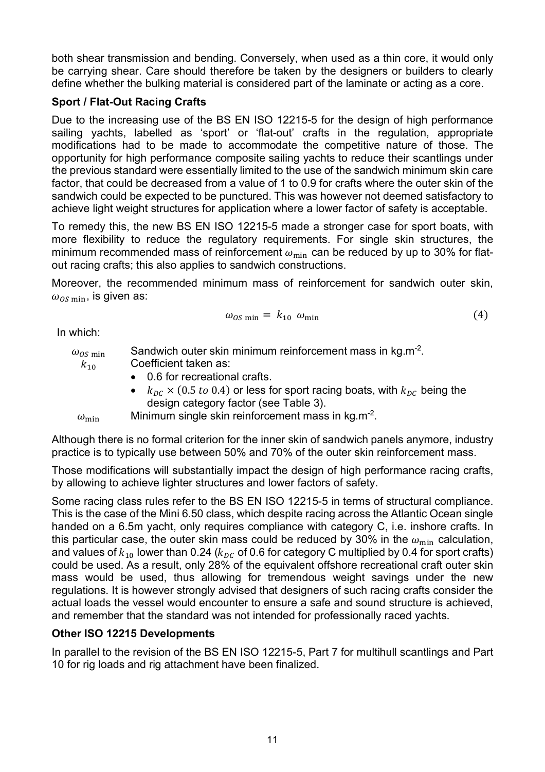both shear transmission and bending. Conversely, when used as a thin core, it would only be carrying shear. Care should therefore be taken by the designers or builders to clearly define whether the bulking material is considered part of the laminate or acting as a core.

**Sport / Flat-Out Racing Crafts**

Due to the increasing use of the BS EN ISO 12215-5 for the design of high performance sailing yachts, labelled as 'sport' or 'flat-out' crafts in the regulation, appropriate modifications had to be made to accommodate the competitive nature of those. The opportunity for high performance composite sailing yachts to reduce their scantlings under the previous standard were essentially limited to the use of the sandwich minimum skin care factor, that could be decreased from a value of 1 to 0.9 for crafts where the outer skin of the sandwich could be expected to be punctured. This was however not deemed satisfactory to achieve light weight structures for application where a lower factor of safety is acceptable.

To remedy this, the new BS EN ISO 12215-5 made a stronger case for sport boats, with more flexibility to reduce the regulatory requirements. For single skin structures, the minimum recommended mass of reinforcement $\omega_{\min}$ can be reduced by up to 30% for flat-out racing crafts; this also applies to sandwich constructions.

Moreover, the recommended minimum mass of reinforcement for sandwich outer skin, $\omega_{OS\,\min}$, is given as:

$$\omega_{OS\,\min} = k_{10}\ \omega_{\min} \tag{4}$$

In which:

- $\omega_{OS\,\min}$ Sandwich outer skin minimum reinforcement mass in kg.m$^{-2}$.
- $k_{10}$ Coefficient taken as:
  - 0.6 for recreational crafts.
  - $k_{DC} \times (0.5\ to\ 0.4)$ or less for sport racing boats, with $k_{DC}$ being the design category factor (see Table 3).
- $\omega_{\min}$ Minimum single skin reinforcement mass in kg.m$^{-2}$.

Although there is no formal criterion for the inner skin of sandwich panels anymore, industry practice is to typically use between 50% and 70% of the outer skin reinforcement mass.

Those modifications will substantially impact the design of high performance racing crafts, by allowing to achieve lighter structures and lower factors of safety.

Some racing class rules refer to the BS EN ISO 12215-5 in terms of structural compliance. This is the case of the Mini 6.50 class, which despite racing across the Atlantic Ocean single handed on a 6.5m yacht, only requires compliance with category C, i.e. inshore crafts. In this particular case, the outer skin mass could be reduced by 30% in the $\omega_{\min}$ calculation, and values of $k_{10}$ lower than 0.24 ($k_{DC}$ of 0.6 for category C multiplied by 0.4 for sport crafts) could be used. As a result, only 28% of the equivalent offshore recreational craft outer skin mass would be used, thus allowing for tremendous weight savings under the new regulations. It is however strongly advised that designers of such racing crafts consider the actual loads the vessel would encounter to ensure a safe and sound structure is achieved, and remember that the standard was not intended for professionally raced yachts.

**Other ISO 12215 Developments**

In parallel to the revision of the BS EN ISO 12215-5, Part 7 for multihull scantlings and Part 10 for rig loads and rig attachment have been finalized.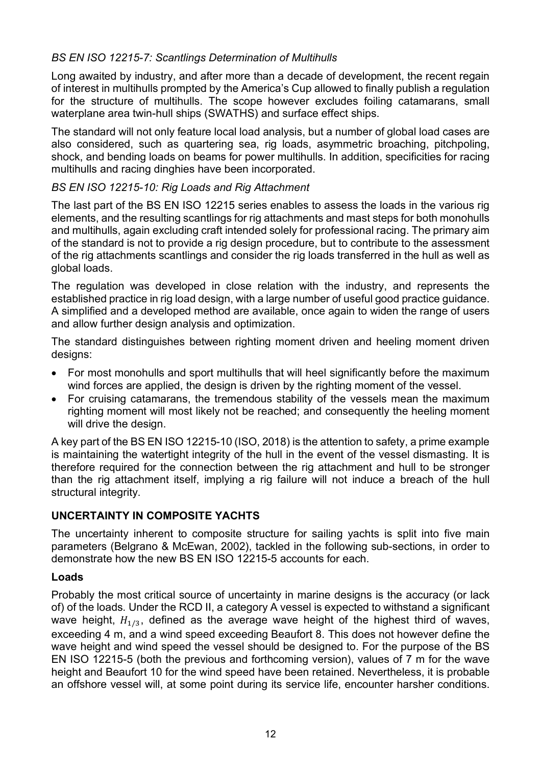*BS EN ISO 12215-7: Scantlings Determination of Multihulls*

Long awaited by industry, and after more than a decade of development, the recent regain of interest in multihulls prompted by the America's Cup allowed to finally publish a regulation for the structure of multihulls. The scope however excludes foiling catamarans, small waterplane area twin-hull ships (SWATHS) and surface effect ships.

The standard will not only feature local load analysis, but a number of global load cases are also considered, such as quartering sea, rig loads, asymmetric broaching, pitchpoling, shock, and bending loads on beams for power multihulls. In addition, specificities for racing multihulls and racing dinghies have been incorporated.

*BS EN ISO 12215-10: Rig Loads and Rig Attachment*

The last part of the BS EN ISO 12215 series enables to assess the loads in the various rig elements, and the resulting scantlings for rig attachments and mast steps for both monohulls and multihulls, again excluding craft intended solely for professional racing. The primary aim of the standard is not to provide a rig design procedure, but to contribute to the assessment of the rig attachments scantlings and consider the rig loads transferred in the hull as well as global loads.

The regulation was developed in close relation with the industry, and represents the established practice in rig load design, with a large number of useful good practice guidance. A simplified and a developed method are available, once again to widen the range of users and allow further design analysis and optimization.

The standard distinguishes between righting moment driven and heeling moment driven designs:

- For most monohulls and sport multihulls that will heel significantly before the maximum wind forces are applied, the design is driven by the righting moment of the vessel.
- For cruising catamarans, the tremendous stability of the vessels mean the maximum righting moment will most likely not be reached; and consequently the heeling moment will drive the design.

A key part of the BS EN ISO 12215-10 (ISO, 2018) is the attention to safety, a prime example is maintaining the watertight integrity of the hull in the event of the vessel dismasting. It is therefore required for the connection between the rig attachment and hull to be stronger than the rig attachment itself, implying a rig failure will not induce a breach of the hull structural integrity.

## UNCERTAINTY IN COMPOSITE YACHTS

The uncertainty inherent to composite structure for sailing yachts is split into five main parameters (Belgrano & McEwan, 2002), tackled in the following sub-sections, in order to demonstrate how the new BS EN ISO 12215-5 accounts for each.

### Loads

Probably the most critical source of uncertainty in marine designs is the accuracy (or lack of) of the loads. Under the RCD II, a category A vessel is expected to withstand a significant wave height, $H_{1/3}$, defined as the average wave height of the highest third of waves, exceeding 4 m, and a wind speed exceeding Beaufort 8. This does not however define the wave height and wind speed the vessel should be designed to. For the purpose of the BS EN ISO 12215-5 (both the previous and forthcoming version), values of 7 m for the wave height and Beaufort 10 for the wind speed have been retained. Nevertheless, it is probable an offshore vessel will, at some point during its service life, encounter harsher conditions.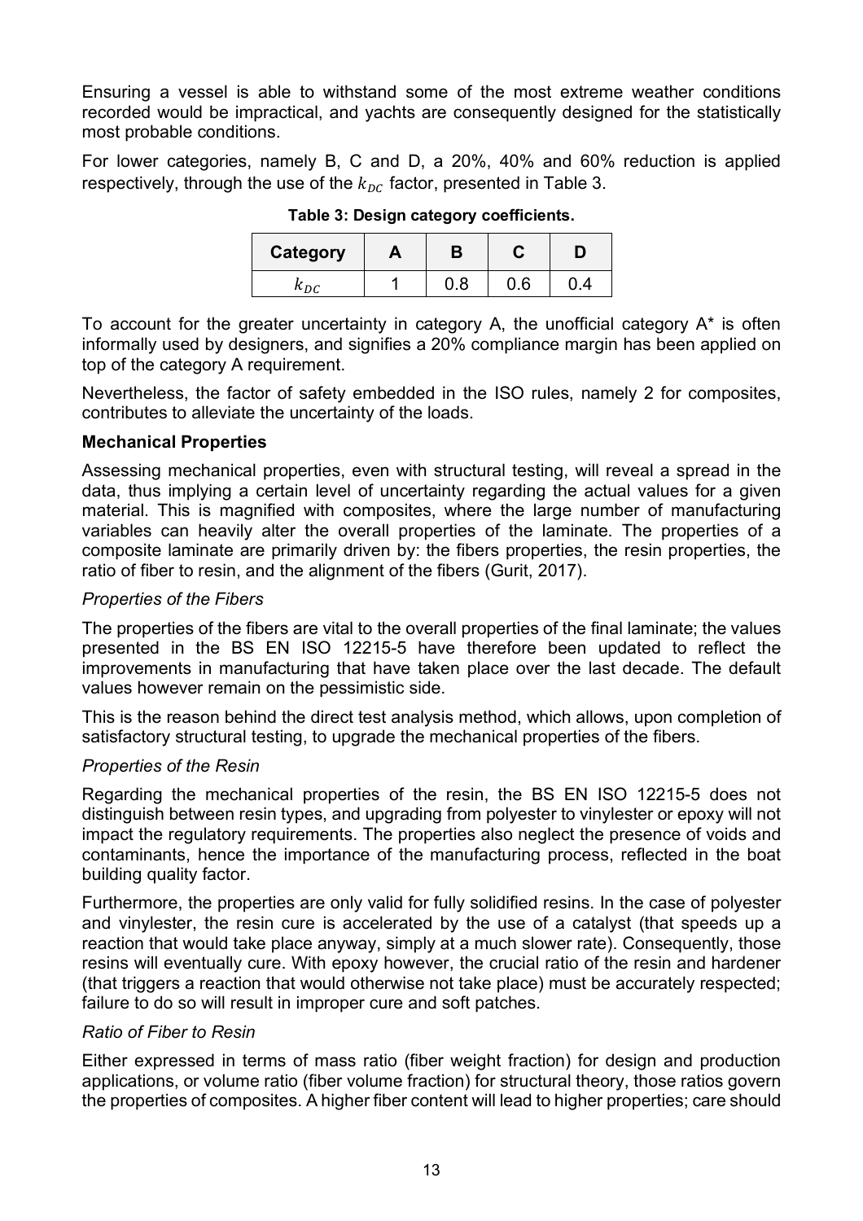Ensuring a vessel is able to withstand some of the most extreme weather conditions recorded would be impractical, and yachts are consequently designed for the statistically most probable conditions.

For lower categories, namely B, C and D, a 20%, 40% and 60% reduction is applied respectively, through the use of the $k_{DC}$ factor, presented in Table 3.

**Table 3: Design category coefficients.**

| Category | A | B | C | D |
|---|---|---|---|---|
| $k_{DC}$ | 1 | 0.8 | 0.6 | 0.4 |

To account for the greater uncertainty in category A, the unofficial category A* is often informally used by designers, and signifies a 20% compliance margin has been applied on top of the category A requirement.

Nevertheless, the factor of safety embedded in the ISO rules, namely 2 for composites, contributes to alleviate the uncertainty of the loads.

**Mechanical Properties**

Assessing mechanical properties, even with structural testing, will reveal a spread in the data, thus implying a certain level of uncertainty regarding the actual values for a given material. This is magnified with composites, where the large number of manufacturing variables can heavily alter the overall properties of the laminate. The properties of a composite laminate are primarily driven by: the fibers properties, the resin properties, the ratio of fiber to resin, and the alignment of the fibers (Gurit, 2017).

*Properties of the Fibers*

The properties of the fibers are vital to the overall properties of the final laminate; the values presented in the BS EN ISO 12215-5 have therefore been updated to reflect the improvements in manufacturing that have taken place over the last decade. The default values however remain on the pessimistic side.

This is the reason behind the direct test analysis method, which allows, upon completion of satisfactory structural testing, to upgrade the mechanical properties of the fibers.

*Properties of the Resin*

Regarding the mechanical properties of the resin, the BS EN ISO 12215-5 does not distinguish between resin types, and upgrading from polyester to vinylester or epoxy will not impact the regulatory requirements. The properties also neglect the presence of voids and contaminants, hence the importance of the manufacturing process, reflected in the boat building quality factor.

Furthermore, the properties are only valid for fully solidified resins. In the case of polyester and vinylester, the resin cure is accelerated by the use of a catalyst (that speeds up a reaction that would take place anyway, simply at a much slower rate). Consequently, those resins will eventually cure. With epoxy however, the crucial ratio of the resin and hardener (that triggers a reaction that would otherwise not take place) must be accurately respected; failure to do so will result in improper cure and soft patches.

*Ratio of Fiber to Resin*

Either expressed in terms of mass ratio (fiber weight fraction) for design and production applications, or volume ratio (fiber volume fraction) for structural theory, those ratios govern the properties of composites. A higher fiber content will lead to higher properties; care should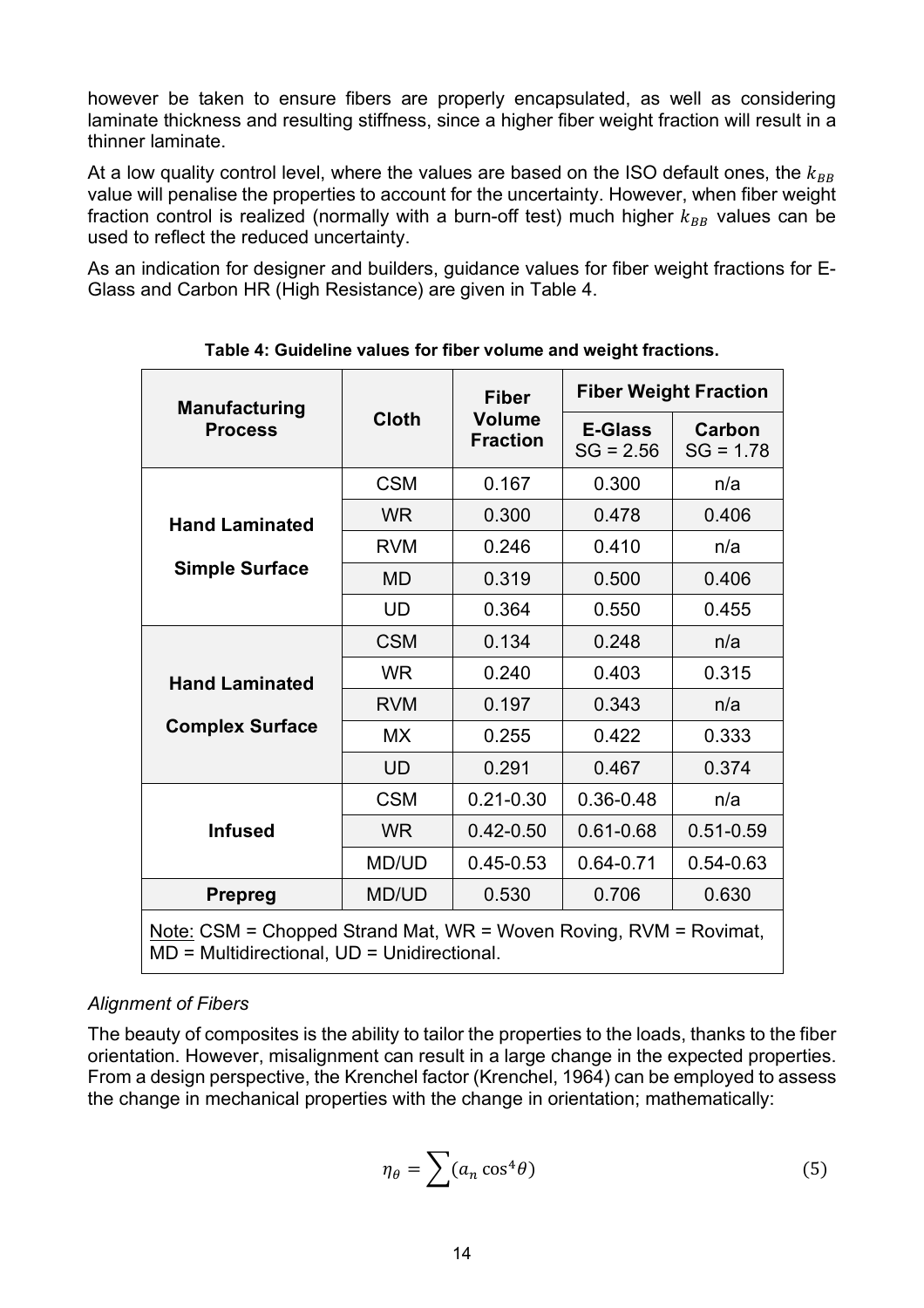however be taken to ensure fibers are properly encapsulated, as well as considering laminate thickness and resulting stiffness, since a higher fiber weight fraction will result in a thinner laminate.

At a low quality control level, where the values are based on the ISO default ones, the $k_{BB}$ value will penalise the properties to account for the uncertainty. However, when fiber weight fraction control is realized (normally with a burn-off test) much higher $k_{BB}$ values can be used to reflect the reduced uncertainty.

As an indication for designer and builders, guidance values for fiber weight fractions for E-Glass and Carbon HR (High Resistance) are given in Table 4.

**Table 4: Guideline values for fiber volume and weight fractions.**

| Manufacturing Process | Cloth | Fiber Volume Fraction | Fiber Weight Fraction | |
|---|---|---|---|---|
| | | | E-Glass SG = 2.56 | Carbon SG = 1.78 |
| Hand Laminated Simple Surface | CSM | 0.167 | 0.300 | n/a |
| | WR | 0.300 | 0.478 | 0.406 |
| | RVM | 0.246 | 0.410 | n/a |
| | MD | 0.319 | 0.500 | 0.406 |
| | UD | 0.364 | 0.550 | 0.455 |
| Hand Laminated Complex Surface | CSM | 0.134 | 0.248 | n/a |
| | WR | 0.240 | 0.403 | 0.315 |
| | RVM | 0.197 | 0.343 | n/a |
| | MX | 0.255 | 0.422 | 0.333 |
| | UD | 0.291 | 0.467 | 0.374 |
| Infused | CSM | 0.21-0.30 | 0.36-0.48 | n/a |
| | WR | 0.42-0.50 | 0.61-0.68 | 0.51-0.59 |
| | MD/UD | 0.45-0.53 | 0.64-0.71 | 0.54-0.63 |
| Prepreg | MD/UD | 0.530 | 0.706 | 0.630 |

Note: CSM = Chopped Strand Mat, WR = Woven Roving, RVM = Rovimat, MD = Multidirectional, UD = Unidirectional.

*Alignment of Fibers*

The beauty of composites is the ability to tailor the properties to the loads, thanks to the fiber orientation. However, misalignment can result in a large change in the expected properties. From a design perspective, the Krenchel factor (Krenchel, 1964) can be employed to assess the change in mechanical properties with the change in orientation; mathematically:

$$\eta_\theta = \sum (a_n \cos^4 \theta) \tag{5}$$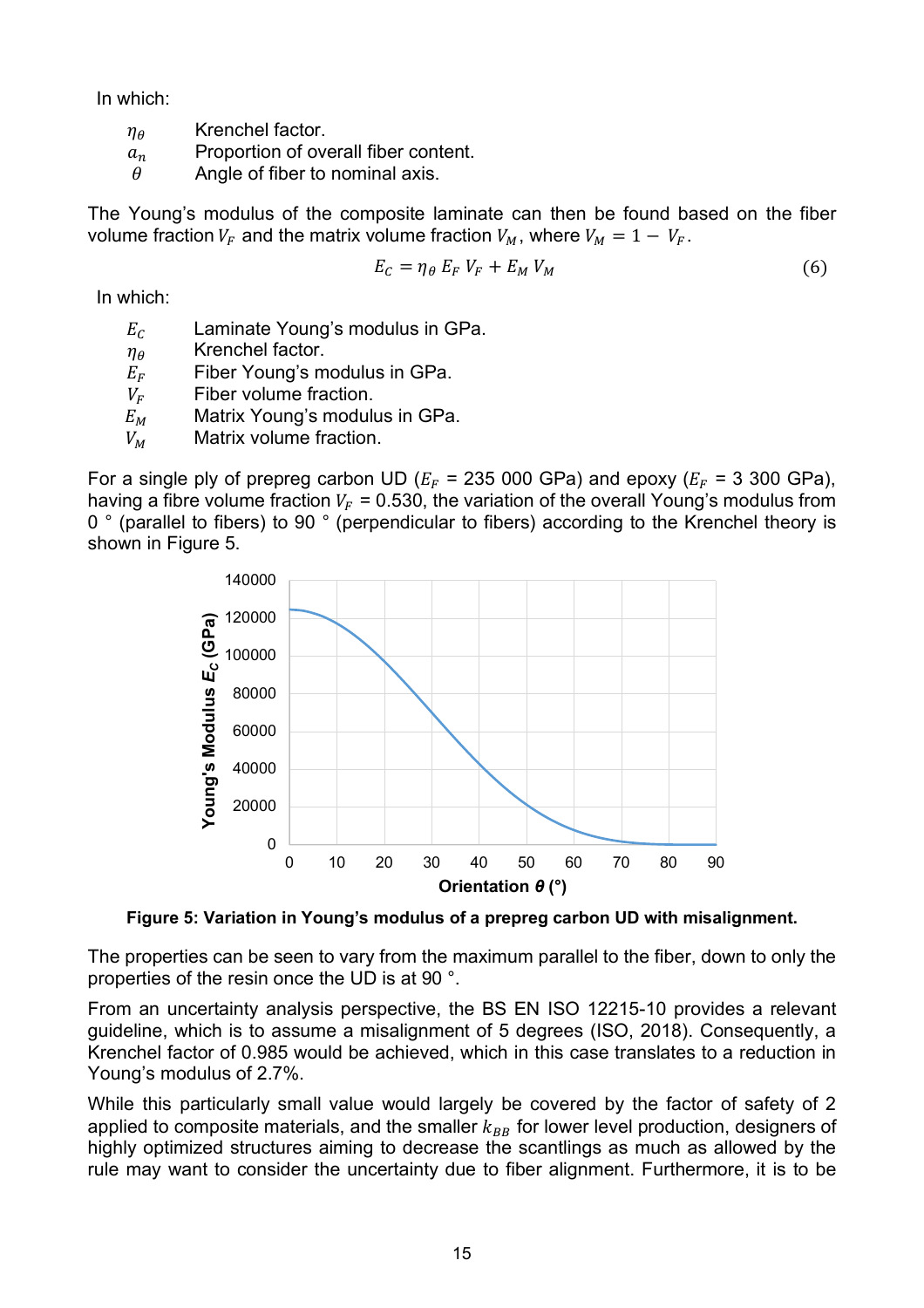In which:

- $\eta_\theta$ Krenchel factor.
- $a_n$ Proportion of overall fiber content.
- $\theta$ Angle of fiber to nominal axis.

The Young's modulus of the composite laminate can then be found based on the fiber volume fraction $V_F$ and the matrix volume fraction $V_M$, where $V_M = 1 - V_F$.

$$E_C = \eta_\theta \, E_F \, V_F + E_M \, V_M \tag{6}$$

In which:

- $E_C$ Laminate Young's modulus in GPa.
- $\eta_\theta$ Krenchel factor.
- $E_F$ Fiber Young's modulus in GPa.
- $V_F$ Fiber volume fraction.
- $E_M$ Matrix Young's modulus in GPa.
- $V_M$ Matrix volume fraction.

For a single ply of prepreg carbon UD ($E_F$ = 235 000 GPa) and epoxy ($E_F$ = 3 300 GPa), having a fibre volume fraction $V_F$ = 0.530, the variation of the overall Young's modulus from 0 ° (parallel to fibers) to 90 ° (perpendicular to fibers) according to the Krenchel theory is shown in Figure 5.

**Figure 5: Variation in Young's modulus of a prepreg carbon UD with misalignment.**

The properties can be seen to vary from the maximum parallel to the fiber, down to only the properties of the resin once the UD is at 90 °.

From an uncertainty analysis perspective, the BS EN ISO 12215-10 provides a relevant guideline, which is to assume a misalignment of 5 degrees (ISO, 2018). Consequently, a Krenchel factor of 0.985 would be achieved, which in this case translates to a reduction in Young's modulus of 2.7%.

While this particularly small value would largely be covered by the factor of safety of 2 applied to composite materials, and the smaller $k_{BB}$ for lower level production, designers of highly optimized structures aiming to decrease the scantlings as much as allowed by the rule may want to consider the uncertainty due to fiber alignment. Furthermore, it is to be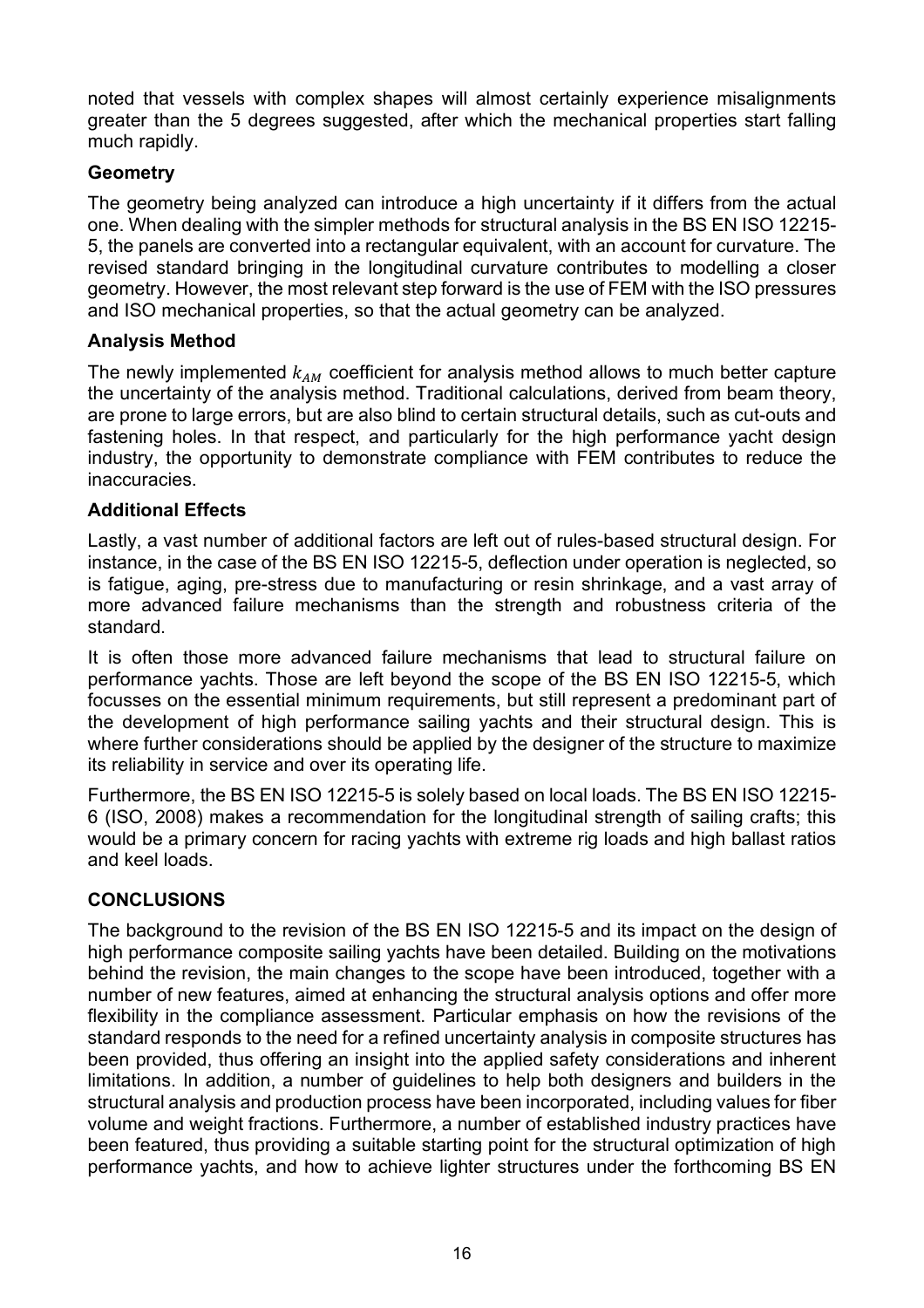noted that vessels with complex shapes will almost certainly experience misalignments greater than the 5 degrees suggested, after which the mechanical properties start falling much rapidly.

### Geometry

The geometry being analyzed can introduce a high uncertainty if it differs from the actual one. When dealing with the simpler methods for structural analysis in the BS EN ISO 12215-5, the panels are converted into a rectangular equivalent, with an account for curvature. The revised standard bringing in the longitudinal curvature contributes to modelling a closer geometry. However, the most relevant step forward is the use of FEM with the ISO pressures and ISO mechanical properties, so that the actual geometry can be analyzed.

### Analysis Method

The newly implemented $k_{AM}$ coefficient for analysis method allows to much better capture the uncertainty of the analysis method. Traditional calculations, derived from beam theory, are prone to large errors, but are also blind to certain structural details, such as cut-outs and fastening holes. In that respect, and particularly for the high performance yacht design industry, the opportunity to demonstrate compliance with FEM contributes to reduce the inaccuracies.

### Additional Effects

Lastly, a vast number of additional factors are left out of rules-based structural design. For instance, in the case of the BS EN ISO 12215-5, deflection under operation is neglected, so is fatigue, aging, pre-stress due to manufacturing or resin shrinkage, and a vast array of more advanced failure mechanisms than the strength and robustness criteria of the standard.

It is often those more advanced failure mechanisms that lead to structural failure on performance yachts. Those are left beyond the scope of the BS EN ISO 12215-5, which focusses on the essential minimum requirements, but still represent a predominant part of the development of high performance sailing yachts and their structural design. This is where further considerations should be applied by the designer of the structure to maximize its reliability in service and over its operating life.

Furthermore, the BS EN ISO 12215-5 is solely based on local loads. The BS EN ISO 12215-6 (ISO, 2008) makes a recommendation for the longitudinal strength of sailing crafts; this would be a primary concern for racing yachts with extreme rig loads and high ballast ratios and keel loads.

## CONCLUSIONS

The background to the revision of the BS EN ISO 12215-5 and its impact on the design of high performance composite sailing yachts have been detailed. Building on the motivations behind the revision, the main changes to the scope have been introduced, together with a number of new features, aimed at enhancing the structural analysis options and offer more flexibility in the compliance assessment. Particular emphasis on how the revisions of the standard responds to the need for a refined uncertainty analysis in composite structures has been provided, thus offering an insight into the applied safety considerations and inherent limitations. In addition, a number of guidelines to help both designers and builders in the structural analysis and production process have been incorporated, including values for fiber volume and weight fractions. Furthermore, a number of established industry practices have been featured, thus providing a suitable starting point for the structural optimization of high performance yachts, and how to achieve lighter structures under the forthcoming BS EN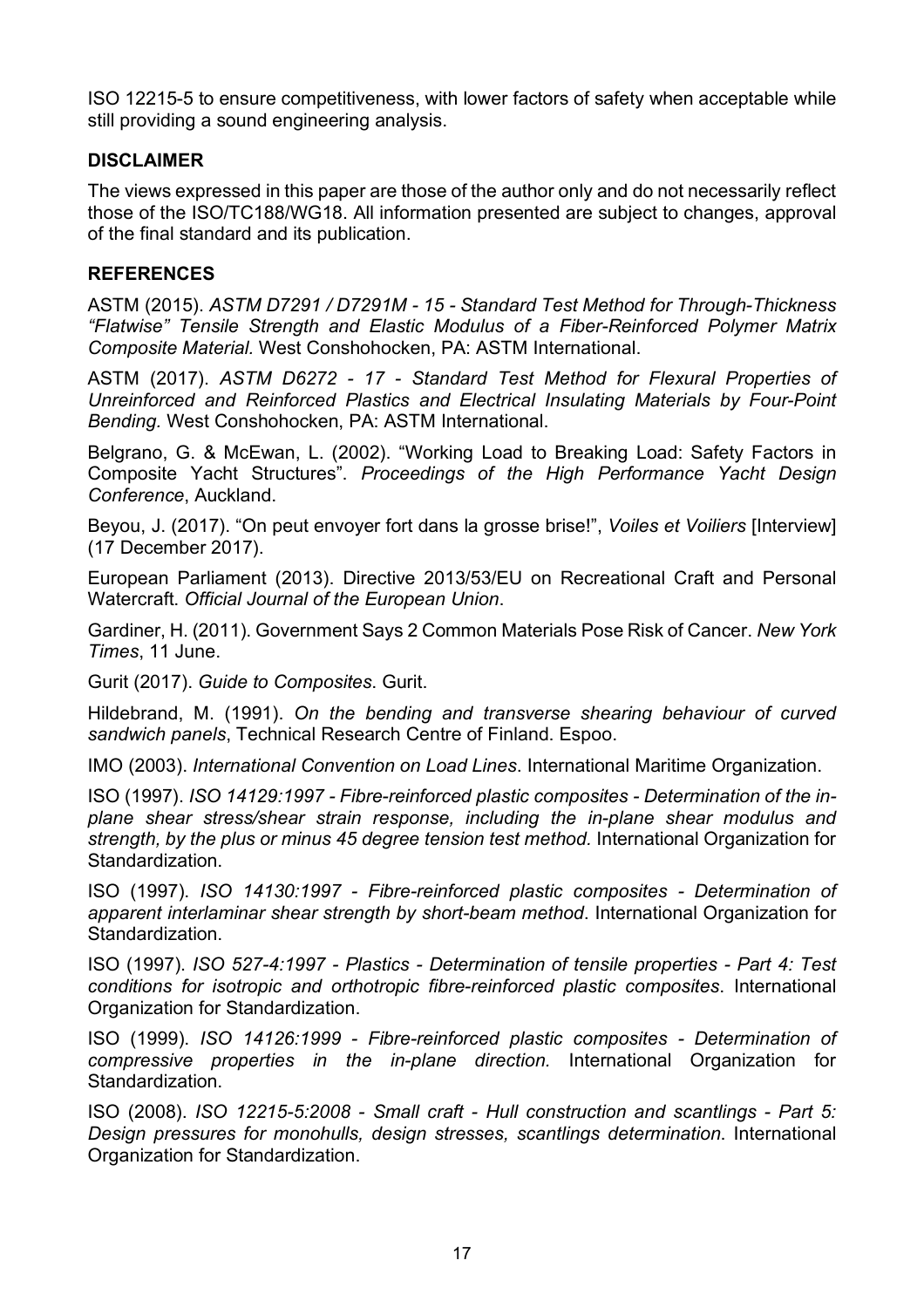ISO 12215-5 to ensure competitiveness, with lower factors of safety when acceptable while still providing a sound engineering analysis.

## DISCLAIMER

The views expressed in this paper are those of the author only and do not necessarily reflect those of the ISO/TC188/WG18. All information presented are subject to changes, approval of the final standard and its publication.

## REFERENCES

ASTM (2015). *ASTM D7291 / D7291M - 15 - Standard Test Method for Through-Thickness "Flatwise" Tensile Strength and Elastic Modulus of a Fiber-Reinforced Polymer Matrix Composite Material.* West Conshohocken, PA: ASTM International.

ASTM (2017). *ASTM D6272 - 17 - Standard Test Method for Flexural Properties of Unreinforced and Reinforced Plastics and Electrical Insulating Materials by Four-Point Bending.* West Conshohocken, PA: ASTM International.

Belgrano, G. & McEwan, L. (2002). "Working Load to Breaking Load: Safety Factors in Composite Yacht Structures". *Proceedings of the High Performance Yacht Design Conference*, Auckland.

Beyou, J. (2017). "On peut envoyer fort dans la grosse brise!", *Voiles et Voiliers* [Interview] (17 December 2017).

European Parliament (2013). Directive 2013/53/EU on Recreational Craft and Personal Watercraft. *Official Journal of the European Union*.

Gardiner, H. (2011). Government Says 2 Common Materials Pose Risk of Cancer. *New York Times*, 11 June.

Gurit (2017). *Guide to Composites*. Gurit.

Hildebrand, M. (1991). *On the bending and transverse shearing behaviour of curved sandwich panels*, Technical Research Centre of Finland. Espoo.

IMO (2003). *International Convention on Load Lines*. International Maritime Organization.

ISO (1997). *ISO 14129:1997 - Fibre-reinforced plastic composites - Determination of the in-plane shear stress/shear strain response, including the in-plane shear modulus and strength, by the plus or minus 45 degree tension test method.* International Organization for Standardization.

ISO (1997). *ISO 14130:1997 - Fibre-reinforced plastic composites - Determination of apparent interlaminar shear strength by short-beam method*. International Organization for Standardization.

ISO (1997). *ISO 527-4:1997 - Plastics - Determination of tensile properties - Part 4: Test conditions for isotropic and orthotropic fibre-reinforced plastic composites*. International Organization for Standardization.

ISO (1999). *ISO 14126:1999 - Fibre-reinforced plastic composites - Determination of compressive properties in the in-plane direction.* International Organization for Standardization.

ISO (2008). *ISO 12215-5:2008 - Small craft - Hull construction and scantlings - Part 5: Design pressures for monohulls, design stresses, scantlings determination*. International Organization for Standardization.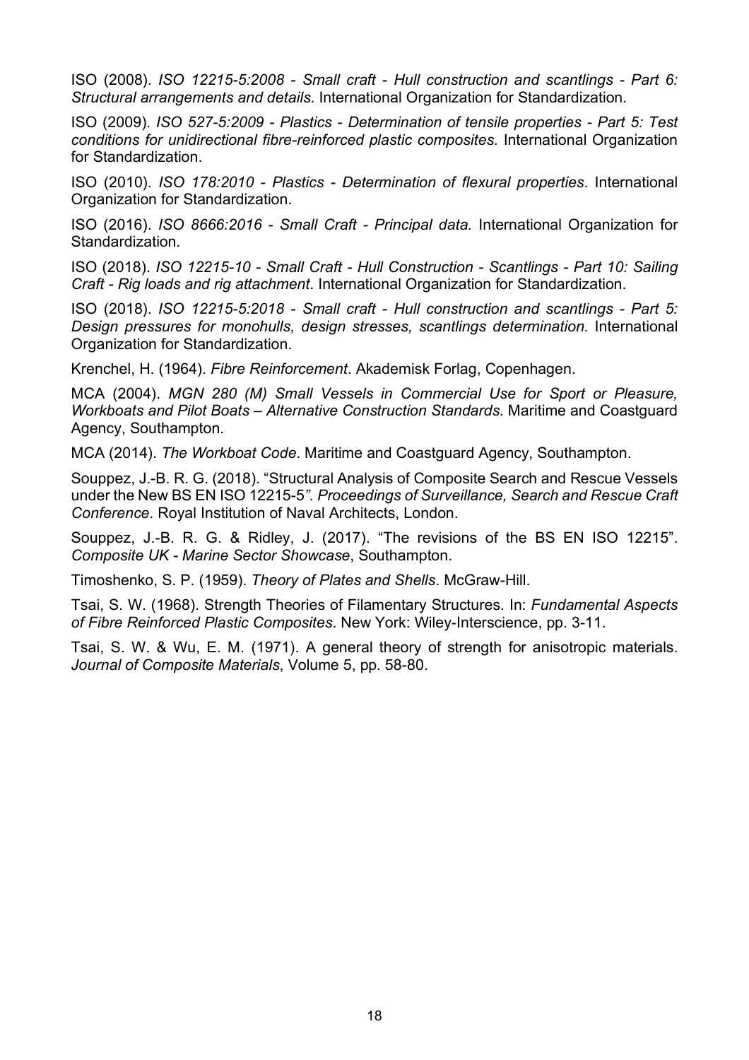ISO (2008). *ISO 12215-5:2008 - Small craft - Hull construction and scantlings - Part 6: Structural arrangements and details*. International Organization for Standardization.

ISO (2009). *ISO 527-5:2009 - Plastics - Determination of tensile properties - Part 5: Test conditions for unidirectional fibre-reinforced plastic composites.* International Organization for Standardization.

ISO (2010). *ISO 178:2010 - Plastics - Determination of flexural properties*. International Organization for Standardization.

ISO (2016). *ISO 8666:2016 - Small Craft - Principal data*. International Organization for Standardization.

ISO (2018). *ISO 12215-10 - Small Craft - Hull Construction - Scantlings - Part 10: Sailing Craft - Rig loads and rig attachment*. International Organization for Standardization.

ISO (2018). *ISO 12215-5:2018 - Small craft - Hull construction and scantlings - Part 5: Design pressures for monohulls, design stresses, scantlings determination*. International Organization for Standardization.

Krenchel, H. (1964). *Fibre Reinforcement*. Akademisk Forlag, Copenhagen.

MCA (2004). *MGN 280 (M) Small Vessels in Commercial Use for Sport or Pleasure, Workboats and Pilot Boats – Alternative Construction Standards*. Maritime and Coastguard Agency, Southampton.

MCA (2014). *The Workboat Code*. Maritime and Coastguard Agency, Southampton.

Souppez, J.-B. R. G. (2018). "Structural Analysis of Composite Search and Rescue Vessels under the New BS EN ISO 12215-5*". Proceedings of Surveillance, Search and Rescue Craft Conference*. Royal Institution of Naval Architects, London.

Souppez, J.-B. R. G. & Ridley, J. (2017). "The revisions of the BS EN ISO 12215". *Composite UK - Marine Sector Showcase*, Southampton.

Timoshenko, S. P. (1959). *Theory of Plates and Shells*. McGraw-Hill.

Tsai, S. W. (1968). Strength Theories of Filamentary Structures. In: *Fundamental Aspects of Fibre Reinforced Plastic Composites*. New York: Wiley-Interscience, pp. 3-11.

Tsai, S. W. & Wu, E. M. (1971). A general theory of strength for anisotropic materials. *Journal of Composite Materials*, Volume 5, pp. 58-80.